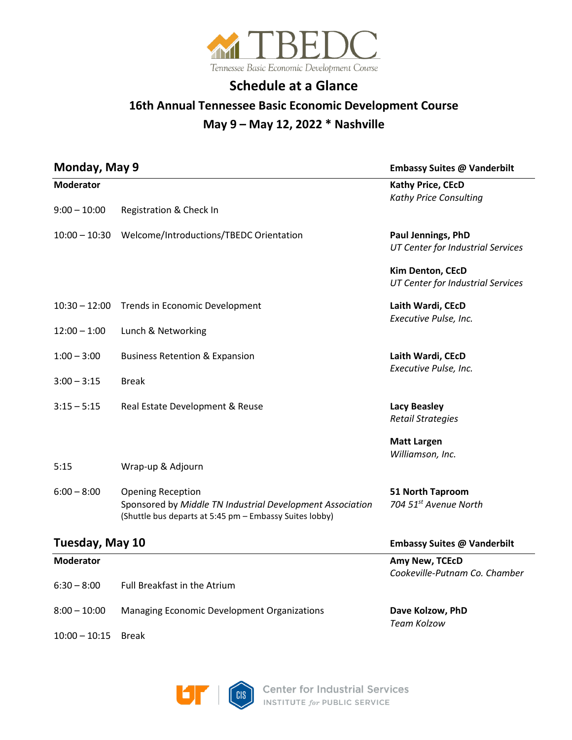TBEDC

Tennessee Basic Economic Development Course

# Schedule at a Glance

## 16th Annual Tennessee Basic Economic Development Course

## May 9 – May 12, 2022 * Nashville

### Monday, May 9 — Embassy Suites @ Vanderbilt

| Time | Session | Speaker |
|---|---|---|
| **Moderator** | | **Kathy Price, CEcD**<br>*Kathy Price Consulting* |
| 9:00 – 10:00 | Registration & Check In | |
| 10:00 – 10:30 | Welcome/Introductions/TBEDC Orientation | **Paul Jennings, PhD**<br>*UT Center for Industrial Services*<br>**Kim Denton, CEcD**<br>*UT Center for Industrial Services* |
| 10:30 – 12:00 | Trends in Economic Development | **Laith Wardi, CEcD**<br>*Executive Pulse, Inc.* |
| 12:00 – 1:00 | Lunch & Networking | |
| 1:00 – 3:00 | Business Retention & Expansion | **Laith Wardi, CEcD**<br>*Executive Pulse, Inc.* |
| 3:00 – 3:15 | Break | |
| 3:15 – 5:15 | Real Estate Development & Reuse | **Lacy Beasley**<br>*Retail Strategies*<br>**Matt Largen**<br>*Williamson, Inc.* |
| 5:15 | Wrap-up & Adjourn | |
| 6:00 – 8:00 | Opening Reception<br>Sponsored by *Middle TN Industrial Development Association*<br>(Shuttle bus departs at 5:45 pm – Embassy Suites lobby) | **51 North Taproom**<br>*704 51st Avenue North* |

### Tuesday, May 10 — Embassy Suites @ Vanderbilt

| Time | Session | Speaker |
|---|---|---|
| **Moderator** | | **Amy New, TCEcD**<br>*Cookeville-Putnam Co. Chamber* |
| 6:30 – 8:00 | Full Breakfast in the Atrium | |
| 8:00 – 10:00 | Managing Economic Development Organizations | **Dave Kolzow, PhD**<br>*Team Kolzow* |
| 10:00 – 10:15 | Break | |

UT | CIS Center for Industrial Services
INSTITUTE *for* PUBLIC SERVICE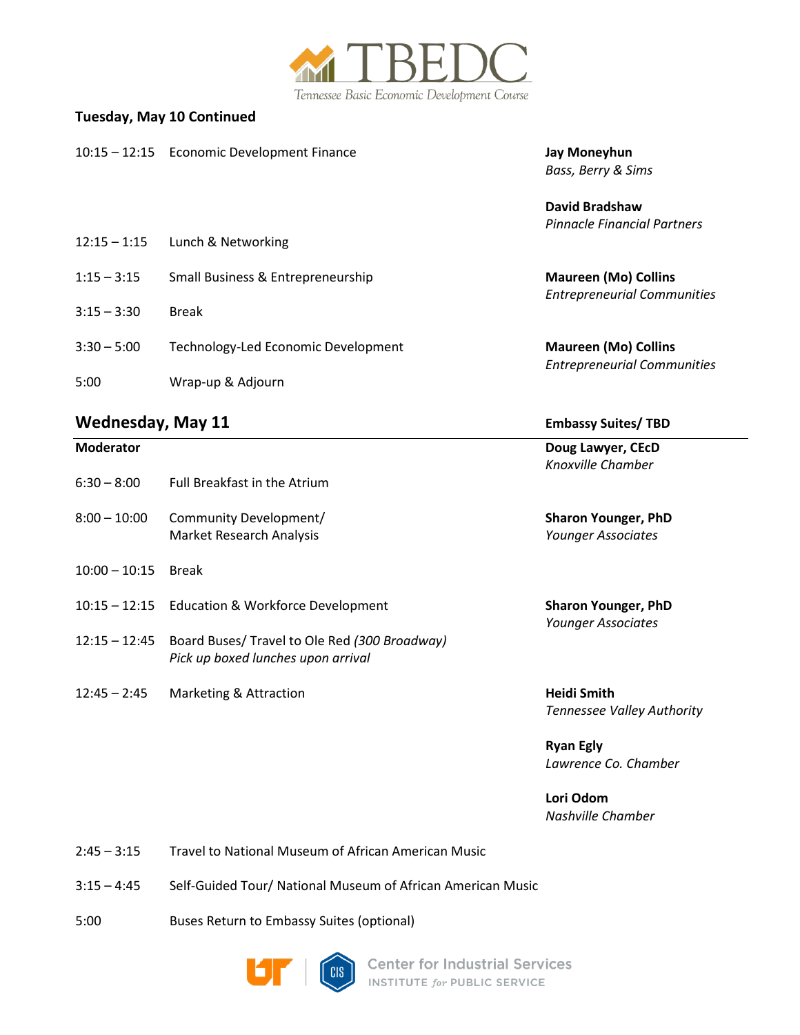# TBEDC

Tennessee Basic Economic Development Course

**Tuesday, May 10 Continued**

| Time | Session | Speaker |
|---|---|---|
| 10:15 – 12:15 | Economic Development Finance | **Jay Moneyhun** *Bass, Berry & Sims* <br> **David Bradshaw** *Pinnacle Financial Partners* |
| 12:15 – 1:15 | Lunch & Networking | |
| 1:15 – 3:15 | Small Business & Entrepreneurship | **Maureen (Mo) Collins** *Entrepreneurial Communities* |
| 3:15 – 3:30 | Break | |
| 3:30 – 5:00 | Technology-Led Economic Development | **Maureen (Mo) Collins** *Entrepreneurial Communities* |
| 5:00 | Wrap-up & Adjourn | |

## Wednesday, May 11

**Embassy Suites/ TBD**

**Moderator** — **Doug Lawyer, CEcD** *Knoxville Chamber*

| Time | Session | Speaker |
|---|---|---|
| 6:30 – 8:00 | Full Breakfast in the Atrium | |
| 8:00 – 10:00 | Community Development/ Market Research Analysis | **Sharon Younger, PhD** *Younger Associates* |
| 10:00 – 10:15 | Break | |
| 10:15 – 12:15 | Education & Workforce Development | **Sharon Younger, PhD** *Younger Associates* |
| 12:15 – 12:45 | Board Buses/ Travel to Ole Red *(300 Broadway)* <br> *Pick up boxed lunches upon arrival* | |
| 12:45 – 2:45 | Marketing & Attraction | **Heidi Smith** *Tennessee Valley Authority* <br> **Ryan Egly** *Lawrence Co. Chamber* <br> **Lori Odom** *Nashville Chamber* |
| 2:45 – 3:15 | Travel to National Museum of African American Music | |
| 3:15 – 4:45 | Self-Guided Tour/ National Museum of African American Music | |
| 5:00 | Buses Return to Embassy Suites (optional) | |

Center for Industrial Services
INSTITUTE *for* PUBLIC SERVICE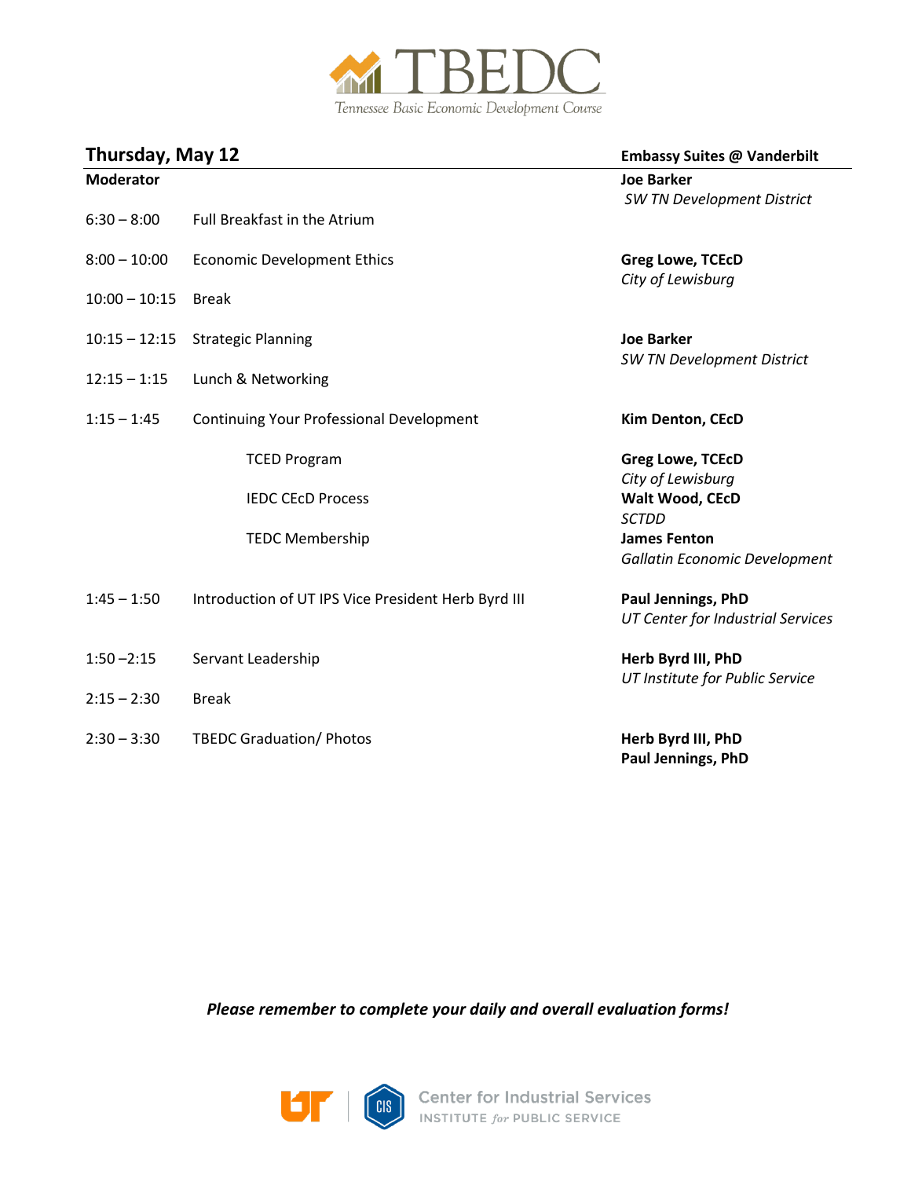TBEDC

Tennessee Basic Economic Development Course

## Thursday, May 12

**Embassy Suites @ Vanderbilt**

| | | |
|---|---|---|
| **Moderator** | | **Joe Barker** *SW TN Development District* |
| 6:30 – 8:00 | Full Breakfast in the Atrium | |
| 8:00 – 10:00 | Economic Development Ethics | **Greg Lowe, TCEcD** *City of Lewisburg* |
| 10:00 – 10:15 | Break | |
| 10:15 – 12:15 | Strategic Planning | **Joe Barker** *SW TN Development District* |
| 12:15 – 1:15 | Lunch & Networking | |
| 1:15 – 1:45 | Continuing Your Professional Development | **Kim Denton, CEcD** |
| | TCED Program | **Greg Lowe, TCEcD** *City of Lewisburg* |
| | IEDC CEcD Process | **Walt Wood, CEcD** *SCTDD* |
| | TEDC Membership | **James Fenton** *Gallatin Economic Development* |
| 1:45 – 1:50 | Introduction of UT IPS Vice President Herb Byrd III | **Paul Jennings, PhD** *UT Center for Industrial Services* |
| 1:50 –2:15 | Servant Leadership | **Herb Byrd III, PhD** *UT Institute for Public Service* |
| 2:15 – 2:30 | Break | |
| 2:30 – 3:30 | TBEDC Graduation/ Photos | **Herb Byrd III, PhD** **Paul Jennings, PhD** |

***Please remember to complete your daily and overall evaluation forms!***

Center for Industrial Services
INSTITUTE *for* PUBLIC SERVICE